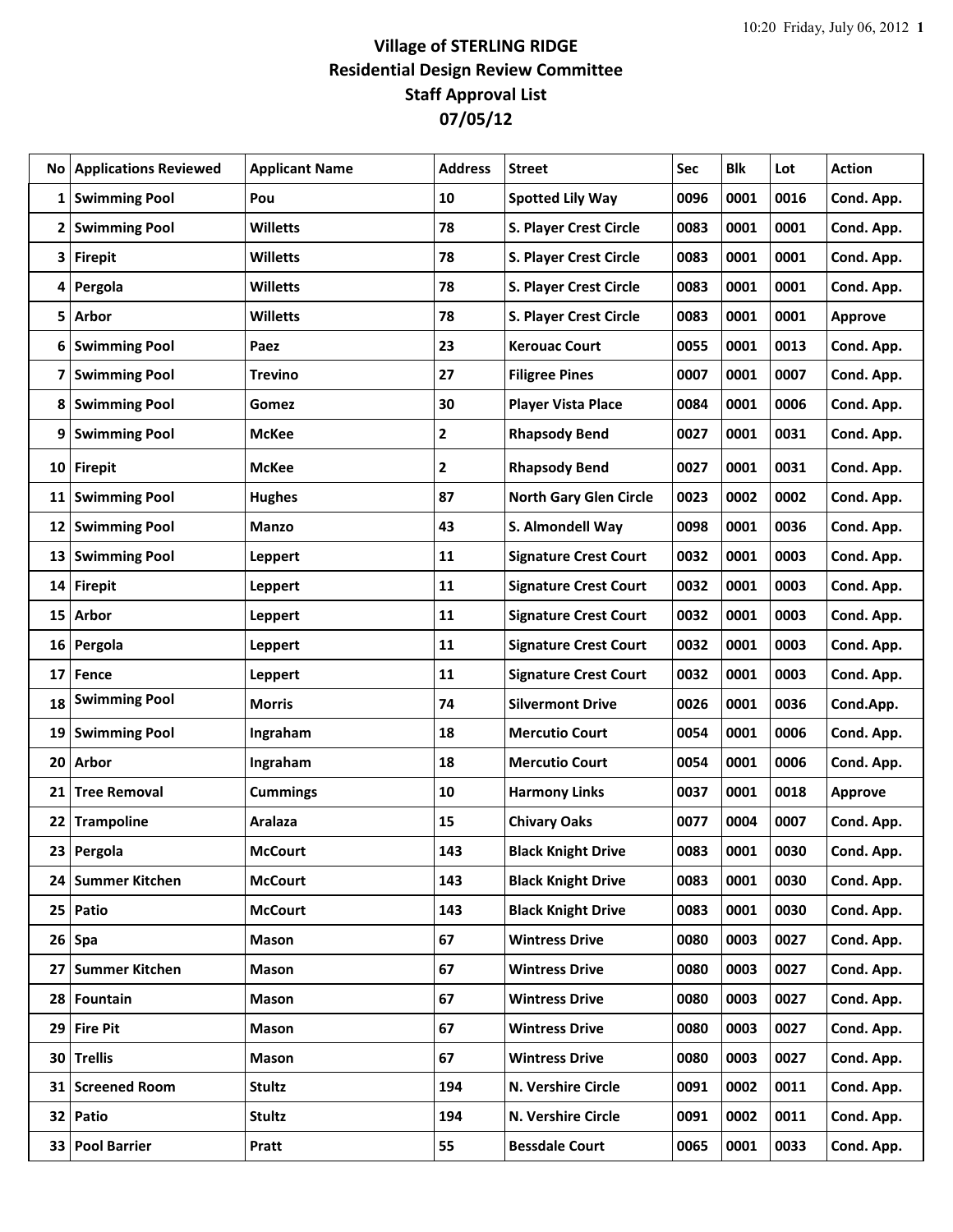# Village of STERLING RIDGE
## Residential Design Review Committee
## Staff Approval List
## 07/05/12

| No | Applications Reviewed | Applicant Name | Address | Street | Sec | Blk | Lot | Action |
|---|---|---|---|---|---|---|---|---|
| 1 | Swimming Pool | Pou | 10 | Spotted Lily Way | 0096 | 0001 | 0016 | Cond. App. |
| 2 | Swimming Pool | Willetts | 78 | S. Player Crest Circle | 0083 | 0001 | 0001 | Cond. App. |
| 3 | Firepit | Willetts | 78 | S. Player Crest Circle | 0083 | 0001 | 0001 | Cond. App. |
| 4 | Pergola | Willetts | 78 | S. Player Crest Circle | 0083 | 0001 | 0001 | Cond. App. |
| 5 | Arbor | Willetts | 78 | S. Player Crest Circle | 0083 | 0001 | 0001 | Approve |
| 6 | Swimming Pool | Paez | 23 | Kerouac Court | 0055 | 0001 | 0013 | Cond. App. |
| 7 | Swimming Pool | Trevino | 27 | Filigree Pines | 0007 | 0001 | 0007 | Cond. App. |
| 8 | Swimming Pool | Gomez | 30 | Player Vista Place | 0084 | 0001 | 0006 | Cond. App. |
| 9 | Swimming Pool | McKee | 2 | Rhapsody Bend | 0027 | 0001 | 0031 | Cond. App. |
| 10 | Firepit | McKee | 2 | Rhapsody Bend | 0027 | 0001 | 0031 | Cond. App. |
| 11 | Swimming Pool | Hughes | 87 | North Gary Glen Circle | 0023 | 0002 | 0002 | Cond. App. |
| 12 | Swimming Pool | Manzo | 43 | S. Almondell Way | 0098 | 0001 | 0036 | Cond. App. |
| 13 | Swimming Pool | Leppert | 11 | Signature Crest Court | 0032 | 0001 | 0003 | Cond. App. |
| 14 | Firepit | Leppert | 11 | Signature Crest Court | 0032 | 0001 | 0003 | Cond. App. |
| 15 | Arbor | Leppert | 11 | Signature Crest Court | 0032 | 0001 | 0003 | Cond. App. |
| 16 | Pergola | Leppert | 11 | Signature Crest Court | 0032 | 0001 | 0003 | Cond. App. |
| 17 | Fence | Leppert | 11 | Signature Crest Court | 0032 | 0001 | 0003 | Cond. App. |
| 18 | Swimming Pool | Morris | 74 | Silvermont Drive | 0026 | 0001 | 0036 | Cond.App. |
| 19 | Swimming Pool | Ingraham | 18 | Mercutio Court | 0054 | 0001 | 0006 | Cond. App. |
| 20 | Arbor | Ingraham | 18 | Mercutio Court | 0054 | 0001 | 0006 | Cond. App. |
| 21 | Tree Removal | Cummings | 10 | Harmony Links | 0037 | 0001 | 0018 | Approve |
| 22 | Trampoline | Aralaza | 15 | Chivary Oaks | 0077 | 0004 | 0007 | Cond. App. |
| 23 | Pergola | McCourt | 143 | Black Knight Drive | 0083 | 0001 | 0030 | Cond. App. |
| 24 | Summer Kitchen | McCourt | 143 | Black Knight Drive | 0083 | 0001 | 0030 | Cond. App. |
| 25 | Patio | McCourt | 143 | Black Knight Drive | 0083 | 0001 | 0030 | Cond. App. |
| 26 | Spa | Mason | 67 | Wintress Drive | 0080 | 0003 | 0027 | Cond. App. |
| 27 | Summer Kitchen | Mason | 67 | Wintress Drive | 0080 | 0003 | 0027 | Cond. App. |
| 28 | Fountain | Mason | 67 | Wintress Drive | 0080 | 0003 | 0027 | Cond. App. |
| 29 | Fire Pit | Mason | 67 | Wintress Drive | 0080 | 0003 | 0027 | Cond. App. |
| 30 | Trellis | Mason | 67 | Wintress Drive | 0080 | 0003 | 0027 | Cond. App. |
| 31 | Screened Room | Stultz | 194 | N. Vershire Circle | 0091 | 0002 | 0011 | Cond. App. |
| 32 | Patio | Stultz | 194 | N. Vershire Circle | 0091 | 0002 | 0011 | Cond. App. |
| 33 | Pool Barrier | Pratt | 55 | Bessdale Court | 0065 | 0001 | 0033 | Cond. App. |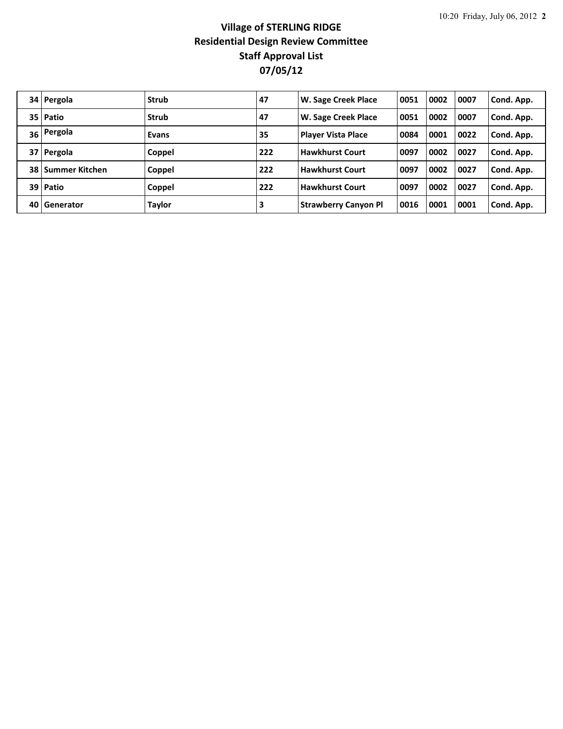**Village of STERLING RIDGE**
**Residential Design Review Committee**
**Staff Approval List**
**07/05/12**

| | | | | | | | | |
|---|---|---|---|---|---|---|---|---|
| 34 | Pergola | Strub | 47 | W. Sage Creek Place | 0051 | 0002 | 0007 | Cond. App. |
| 35 | Patio | Strub | 47 | W. Sage Creek Place | 0051 | 0002 | 0007 | Cond. App. |
| 36 | Pergola | Evans | 35 | Player Vista Place | 0084 | 0001 | 0022 | Cond. App. |
| 37 | Pergola | Coppel | 222 | Hawkhurst Court | 0097 | 0002 | 0027 | Cond. App. |
| 38 | Summer Kitchen | Coppel | 222 | Hawkhurst Court | 0097 | 0002 | 0027 | Cond. App. |
| 39 | Patio | Coppel | 222 | Hawkhurst Court | 0097 | 0002 | 0027 | Cond. App. |
| 40 | Generator | Taylor | 3 | Strawberry Canyon Pl | 0016 | 0001 | 0001 | Cond. App. |